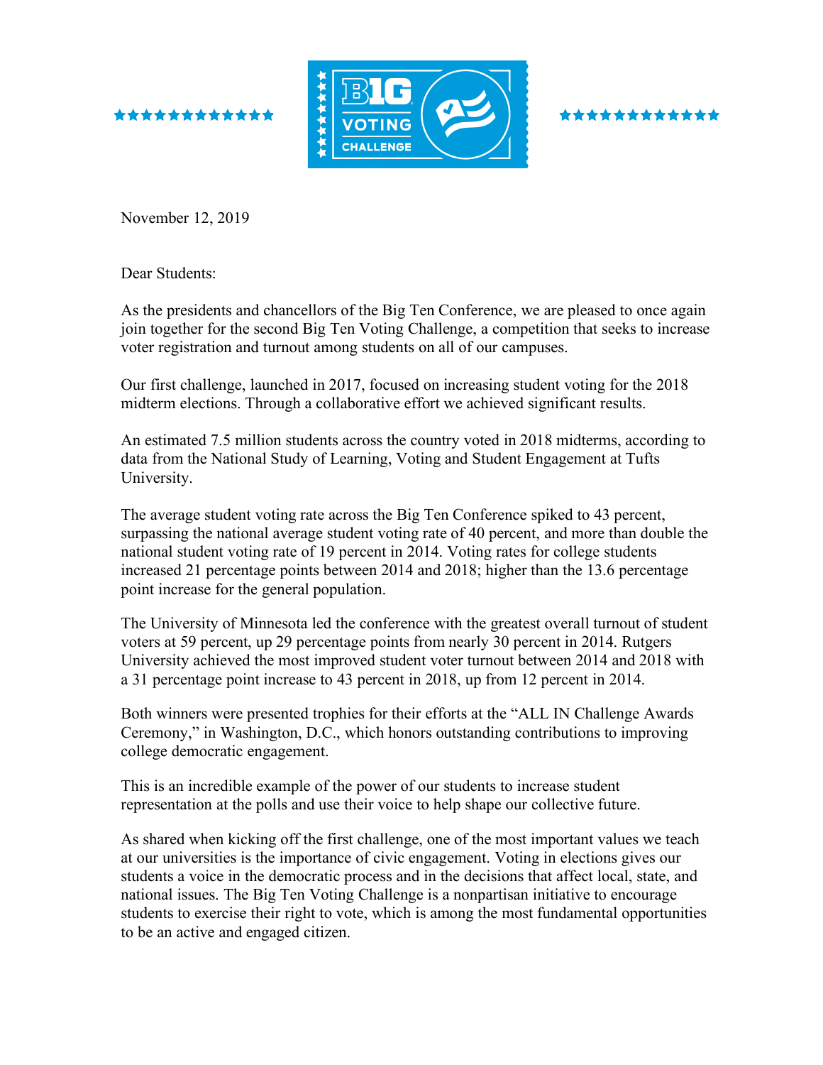November 12, 2019

Dear Students:

As the presidents and chancellors of the Big Ten Conference, we are pleased to once again join together for the second Big Ten Voting Challenge, a competition that seeks to increase voter registration and turnout among students on all of our campuses.

Our first challenge, launched in 2017, focused on increasing student voting for the 2018 midterm elections. Through a collaborative effort we achieved significant results.

An estimated 7.5 million students across the country voted in 2018 midterms, according to data from the National Study of Learning, Voting and Student Engagement at Tufts University.

The average student voting rate across the Big Ten Conference spiked to 43 percent, surpassing the national average student voting rate of 40 percent, and more than double the national student voting rate of 19 percent in 2014. Voting rates for college students increased 21 percentage points between 2014 and 2018; higher than the 13.6 percentage point increase for the general population.

The University of Minnesota led the conference with the greatest overall turnout of student voters at 59 percent, up 29 percentage points from nearly 30 percent in 2014. Rutgers University achieved the most improved student voter turnout between 2014 and 2018 with a 31 percentage point increase to 43 percent in 2018, up from 12 percent in 2014.

Both winners were presented trophies for their efforts at the "ALL IN Challenge Awards Ceremony," in Washington, D.C., which honors outstanding contributions to improving college democratic engagement.

This is an incredible example of the power of our students to increase student representation at the polls and use their voice to help shape our collective future.

As shared when kicking off the first challenge, one of the most important values we teach at our universities is the importance of civic engagement. Voting in elections gives our students a voice in the democratic process and in the decisions that affect local, state, and national issues. The Big Ten Voting Challenge is a nonpartisan initiative to encourage students to exercise their right to vote, which is among the most fundamental opportunities to be an active and engaged citizen.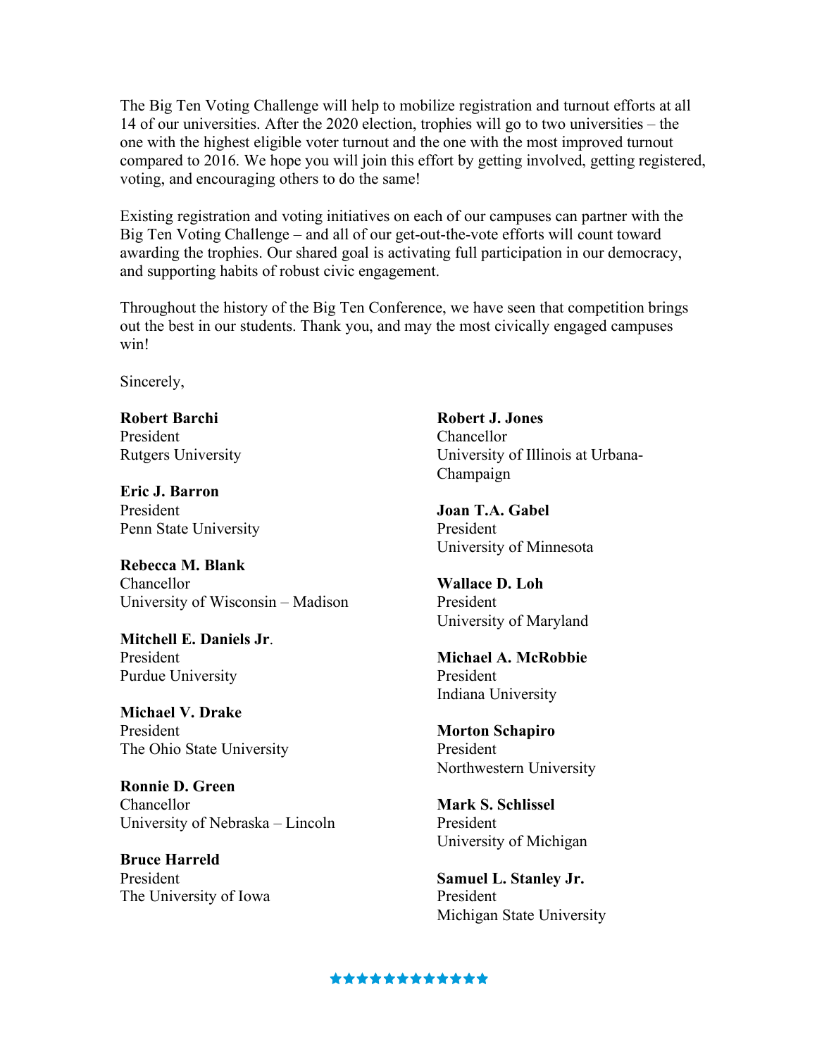The Big Ten Voting Challenge will help to mobilize registration and turnout efforts at all 14 of our universities. After the 2020 election, trophies will go to two universities – the one with the highest eligible voter turnout and the one with the most improved turnout compared to 2016. We hope you will join this effort by getting involved, getting registered, voting, and encouraging others to do the same!

Existing registration and voting initiatives on each of our campuses can partner with the Big Ten Voting Challenge – and all of our get-out-the-vote efforts will count toward awarding the trophies. Our shared goal is activating full participation in our democracy, and supporting habits of robust civic engagement.

Throughout the history of the Big Ten Conference, we have seen that competition brings out the best in our students. Thank you, and may the most civically engaged campuses win!

Sincerely,

**Robert Barchi**
President
Rutgers University

**Eric J. Barron**
President
Penn State University

**Rebecca M. Blank**
Chancellor
University of Wisconsin – Madison

**Mitchell E. Daniels Jr**.
President
Purdue University

**Michael V. Drake**
President
The Ohio State University

**Ronnie D. Green**
Chancellor
University of Nebraska – Lincoln

**Bruce Harreld**
President
The University of Iowa

**Robert J. Jones**
Chancellor
University of Illinois at Urbana-Champaign

**Joan T.A. Gabel**
President
University of Minnesota

**Wallace D. Loh**
President
University of Maryland

**Michael A. McRobbie**
President
Indiana University

**Morton Schapiro**
President
Northwestern University

**Mark S. Schlissel**
President
University of Michigan

**Samuel L. Stanley Jr.**
President
Michigan State University

★★★★★★★★★★★★★★